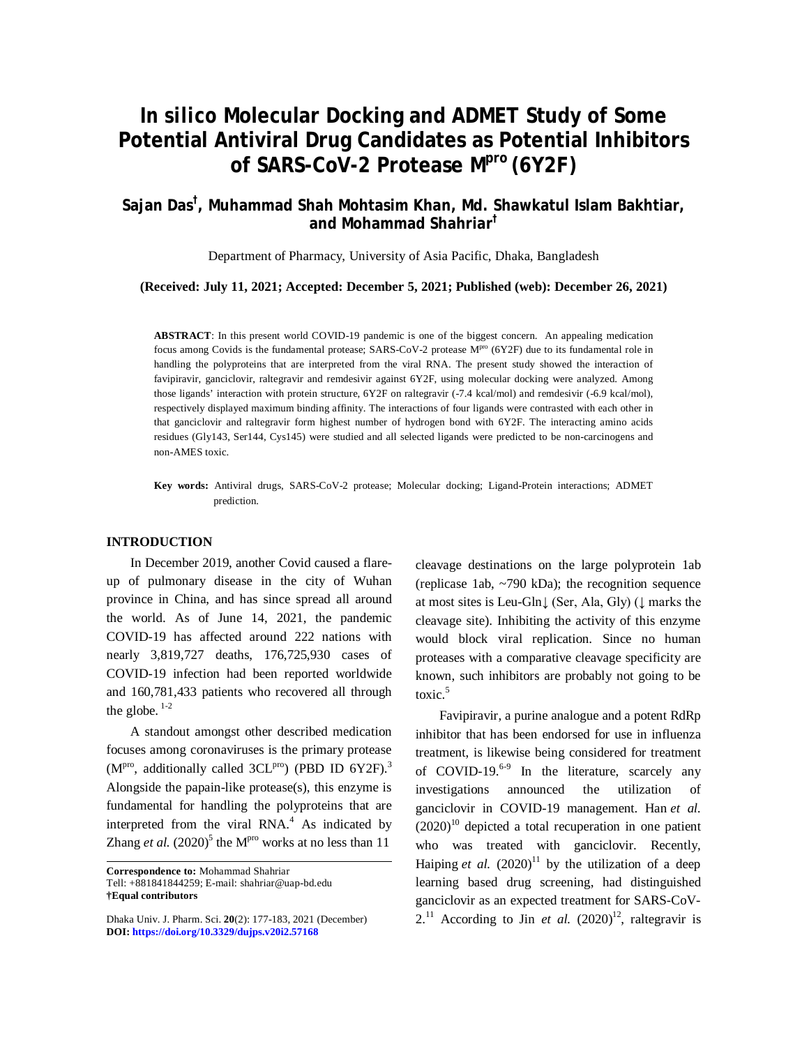# In silico Molecular Docking and ADMET Study of Some Potential Antiviral Drug Candidates as Potential Inhibitors of SARS-CoV-2 Protease $M^{pro}$ (6Y2F)

**Sajan Das†, Muhammad Shah Mohtasim Khan, Md. Shawkatul Islam Bakhtiar, and Mohammad Shahriar†**

Department of Pharmacy, University of Asia Pacific, Dhaka, Bangladesh

**(Received: July 11, 2021; Accepted: December 5, 2021; Published (web): December 26, 2021)**

**ABSTRACT**: In this present world COVID-19 pandemic is one of the biggest concern. An appealing medication focus among Covids is the fundamental protease; SARS-CoV-2 protease $M^{pro}$ (6Y2F) due to its fundamental role in handling the polyproteins that are interpreted from the viral RNA. The present study showed the interaction of favipiravir, ganciclovir, raltegravir and remdesivir against 6Y2F, using molecular docking were analyzed. Among those ligands' interaction with protein structure, 6Y2F on raltegravir (-7.4 kcal/mol) and remdesivir (-6.9 kcal/mol), respectively displayed maximum binding affinity. The interactions of four ligands were contrasted with each other in that ganciclovir and raltegravir form highest number of hydrogen bond with 6Y2F. The interacting amino acids residues (Gly143, Ser144, Cys145) were studied and all selected ligands were predicted to be non-carcinogens and non-AMES toxic.

**Key words:** Antiviral drugs, SARS-CoV-2 protease; Molecular docking; Ligand-Protein interactions; ADMET prediction.

## INTRODUCTION

In December 2019, another Covid caused a flare-up of pulmonary disease in the city of Wuhan province in China, and has since spread all around the world. As of June 14, 2021, the pandemic COVID-19 has affected around 222 nations with nearly 3,819,727 deaths, 176,725,930 cases of COVID-19 infection had been reported worldwide and 160,781,433 patients who recovered all through the globe. [1-2]

A standout amongst other described medication focuses among coronaviruses is the primary protease ($M^{pro}$, additionally called $3CL^{pro}$) (PBD ID 6Y2F).[3] Alongside the papain-like protease(s), this enzyme is fundamental for handling the polyproteins that are interpreted from the viral RNA.[4] As indicated by Zhang *et al.* (2020)[5] the $M^{pro}$ works at no less than 11 cleavage destinations on the large polyprotein 1ab (replicase 1ab, ~790 kDa); the recognition sequence at most sites is Leu-Gln↓ (Ser, Ala, Gly) (↓ marks the cleavage site). Inhibiting the activity of this enzyme would block viral replication. Since no human proteases with a comparative cleavage specificity are known, such inhibitors are probably not going to be toxic.[5]

Favipiravir, a purine analogue and a potent RdRp inhibitor that has been endorsed for use in influenza treatment, is likewise being considered for treatment of COVID-19.[6-9] In the literature, scarcely any investigations announced the utilization of ganciclovir in COVID-19 management. Han *et al.* (2020)[10] depicted a total recuperation in one patient who was treated with ganciclovir. Recently, Haiping *et al.* (2020)[11] by the utilization of a deep learning based drug screening, had distinguished ganciclovir as an expected treatment for SARS-CoV-2.[11] According to Jin *et al.* (2020)[12], raltegravir is

**Correspondence to:** Mohammad Shahriar
Tell: +881841844259; E-mail: shahriar@uap-bd.edu
**†Equal contributors**

Dhaka Univ. J. Pharm. Sci. **20**(2): 177-183, 2021 (December)
**DOI: https://doi.org/10.3329/dujps.v20i2.57168**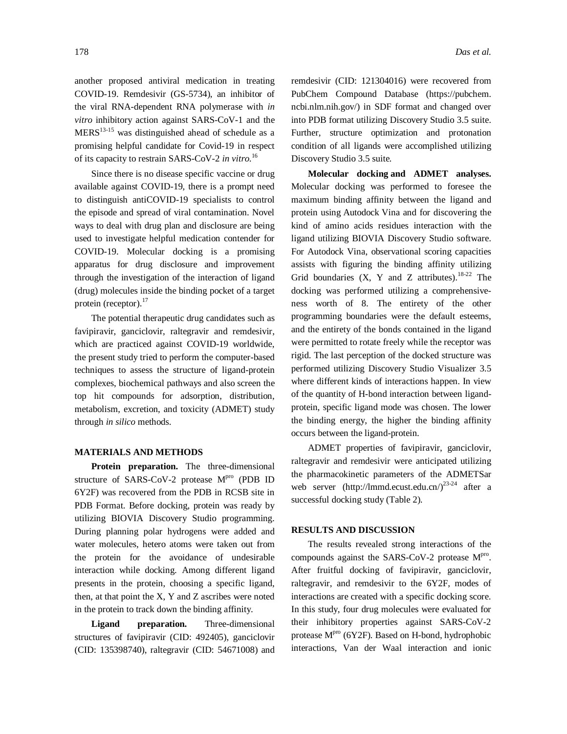another proposed antiviral medication in treating COVID-19. Remdesivir (GS-5734), an inhibitor of the viral RNA-dependent RNA polymerase with *in vitro* inhibitory action against SARS-CoV-1 and the MERS[13-15] was distinguished ahead of schedule as a promising helpful candidate for Covid-19 in respect of its capacity to restrain SARS-CoV-2 *in vitro.*[16]

Since there is no disease specific vaccine or drug available against COVID-19, there is a prompt need to distinguish antiCOVID-19 specialists to control the episode and spread of viral contamination. Novel ways to deal with drug plan and disclosure are being used to investigate helpful medication contender for COVID-19. Molecular docking is a promising apparatus for drug disclosure and improvement through the investigation of the interaction of ligand (drug) molecules inside the binding pocket of a target protein (receptor).[17]

The potential therapeutic drug candidates such as favipiravir, ganciclovir, raltegravir and remdesivir, which are practiced against COVID-19 worldwide, the present study tried to perform the computer-based techniques to assess the structure of ligand-protein complexes, biochemical pathways and also screen the top hit compounds for adsorption, distribution, metabolism, excretion, and toxicity (ADMET) study through *in silico* methods.

## MATERIALS AND METHODS

**Protein preparation.** The three-dimensional structure of SARS-CoV-2 protease M$^{pro}$ (PDB ID 6Y2F) was recovered from the PDB in RCSB site in PDB Format. Before docking, protein was ready by utilizing BIOVIA Discovery Studio programming. During planning polar hydrogens were added and water molecules, hetero atoms were taken out from the protein for the avoidance of undesirable interaction while docking. Among different ligand presents in the protein, choosing a specific ligand, then, at that point the X, Y and Z ascribes were noted in the protein to track down the binding affinity.

**Ligand preparation.** Three-dimensional structures of favipiravir (CID: 492405), ganciclovir (CID: 135398740), raltegravir (CID: 54671008) and remdesivir (CID: 121304016) were recovered from PubChem Compound Database (https://pubchem.ncbi.nlm.nih.gov/) in SDF format and changed over into PDB format utilizing Discovery Studio 3.5 suite. Further, structure optimization and protonation condition of all ligands were accomplished utilizing Discovery Studio 3.5 suite.

**Molecular docking and ADMET analyses.** Molecular docking was performed to foresee the maximum binding affinity between the ligand and protein using Autodock Vina and for discovering the kind of amino acids residues interaction with the ligand utilizing BIOVIA Discovery Studio software. For Autodock Vina, observational scoring capacities assists with figuring the binding affinity utilizing Grid boundaries (X, Y and Z attributes).[18-22] The docking was performed utilizing a comprehensiveness worth of 8. The entirety of the other programming boundaries were the default esteems, and the entirety of the bonds contained in the ligand were permitted to rotate freely while the receptor was rigid. The last perception of the docked structure was performed utilizing Discovery Studio Visualizer 3.5 where different kinds of interactions happen. In view of the quantity of H-bond interaction between ligand-protein, specific ligand mode was chosen. The lower the binding energy, the higher the binding affinity occurs between the ligand-protein.

ADMET properties of favipiravir, ganciclovir, raltegravir and remdesivir were anticipated utilizing the pharmacokinetic parameters of the ADMETSar web server (http://lmmd.ecust.edu.cn/)[23-24] after a successful docking study (Table 2).

## RESULTS AND DISCUSSION

The results revealed strong interactions of the compounds against the SARS-CoV-2 protease M$^{pro}$. After fruitful docking of favipiravir, ganciclovir, raltegravir, and remdesivir to the 6Y2F, modes of interactions are created with a specific docking score. In this study, four drug molecules were evaluated for their inhibitory properties against SARS-CoV-2 protease M$^{pro}$ (6Y2F). Based on H-bond, hydrophobic interactions, Van der Waal interaction and ionic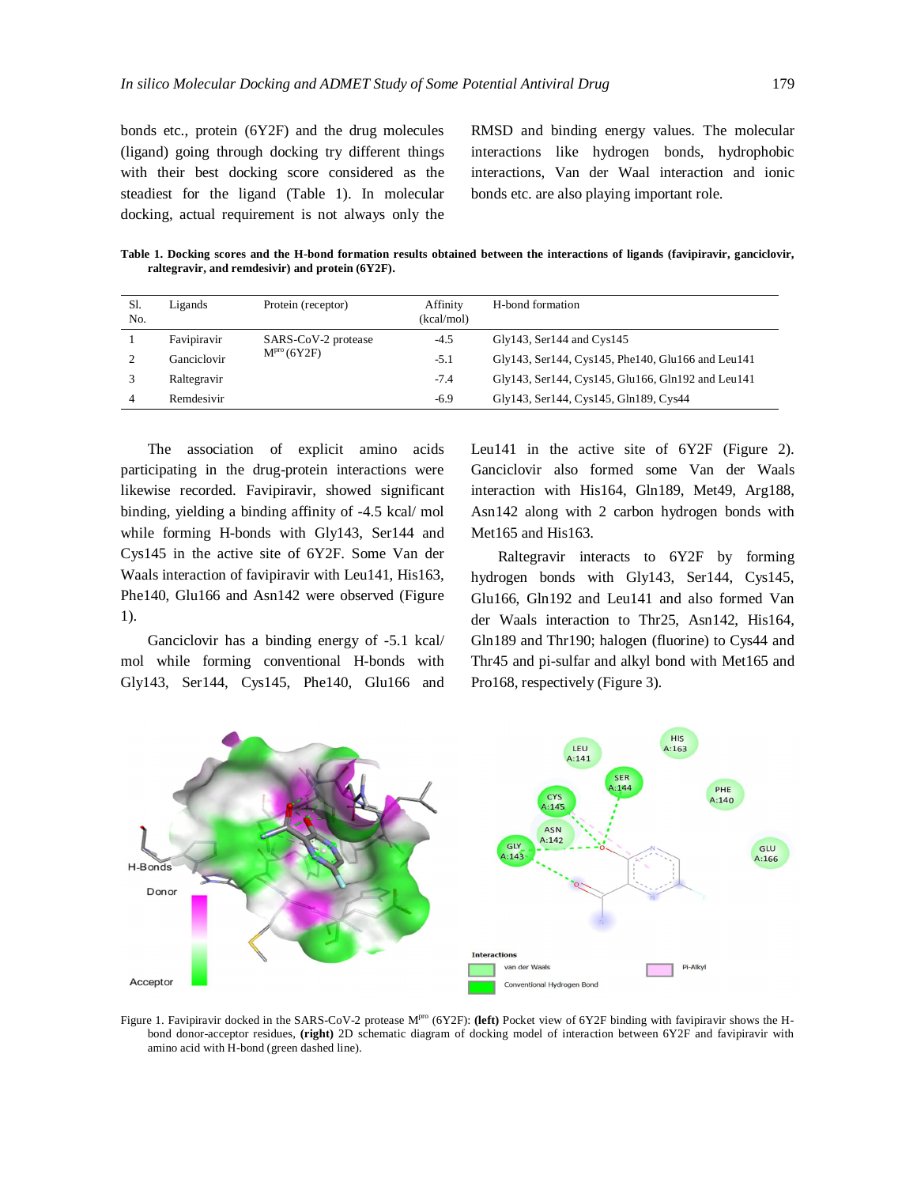bonds etc., protein (6Y2F) and the drug molecules (ligand) going through docking try different things with their best docking score considered as the steadiest for the ligand (Table 1). In molecular docking, actual requirement is not always only the RMSD and binding energy values. The molecular interactions like hydrogen bonds, hydrophobic interactions, Van der Waal interaction and ionic bonds etc. are also playing important role.

**Table 1. Docking scores and the H-bond formation results obtained between the interactions of ligands (favipiravir, ganciclovir, raltegravir, and remdesivir) and protein (6Y2F).**

| Sl. No. | Ligands | Protein (receptor) | Affinity (kcal/mol) | H-bond formation |
|---|---|---|---|---|
| 1 | Favipiravir | SARS-CoV-2 protease $M^{pro}$ (6Y2F) | -4.5 | Gly143, Ser144 and Cys145 |
| 2 | Ganciclovir | | -5.1 | Gly143, Ser144, Cys145, Phe140, Glu166 and Leu141 |
| 3 | Raltegravir | | -7.4 | Gly143, Ser144, Cys145, Glu166, Gln192 and Leu141 |
| 4 | Remdesivir | | -6.9 | Gly143, Ser144, Cys145, Gln189, Cys44 |

The association of explicit amino acids participating in the drug-protein interactions were likewise recorded. Favipiravir, showed significant binding, yielding a binding affinity of -4.5 kcal/ mol while forming H-bonds with Gly143, Ser144 and Cys145 in the active site of 6Y2F. Some Van der Waals interaction of favipiravir with Leu141, His163, Phe140, Glu166 and Asn142 were observed (Figure 1).

Ganciclovir has a binding energy of -5.1 kcal/ mol while forming conventional H-bonds with Gly143, Ser144, Cys145, Phe140, Glu166 and Leu141 in the active site of 6Y2F (Figure 2). Ganciclovir also formed some Van der Waals interaction with His164, Gln189, Met49, Arg188, Asn142 along with 2 carbon hydrogen bonds with Met165 and His163.

Raltegravir interacts to 6Y2F by forming hydrogen bonds with Gly143, Ser144, Cys145, Glu166, Gln192 and Leu141 and also formed Van der Waals interaction to Thr25, Asn142, His164, Gln189 and Thr190; halogen (fluorine) to Cys44 and Thr45 and pi-sulfar and alkyl bond with Met165 and Pro168, respectively (Figure 3).

Figure 1. Favipiravir docked in the SARS-CoV-2 protease $M^{pro}$ (6Y2F): **(left)** Pocket view of 6Y2F binding with favipiravir shows the H-bond donor-acceptor residues, **(right)** 2D schematic diagram of docking model of interaction between 6Y2F and favipiravir with amino acid with H-bond (green dashed line).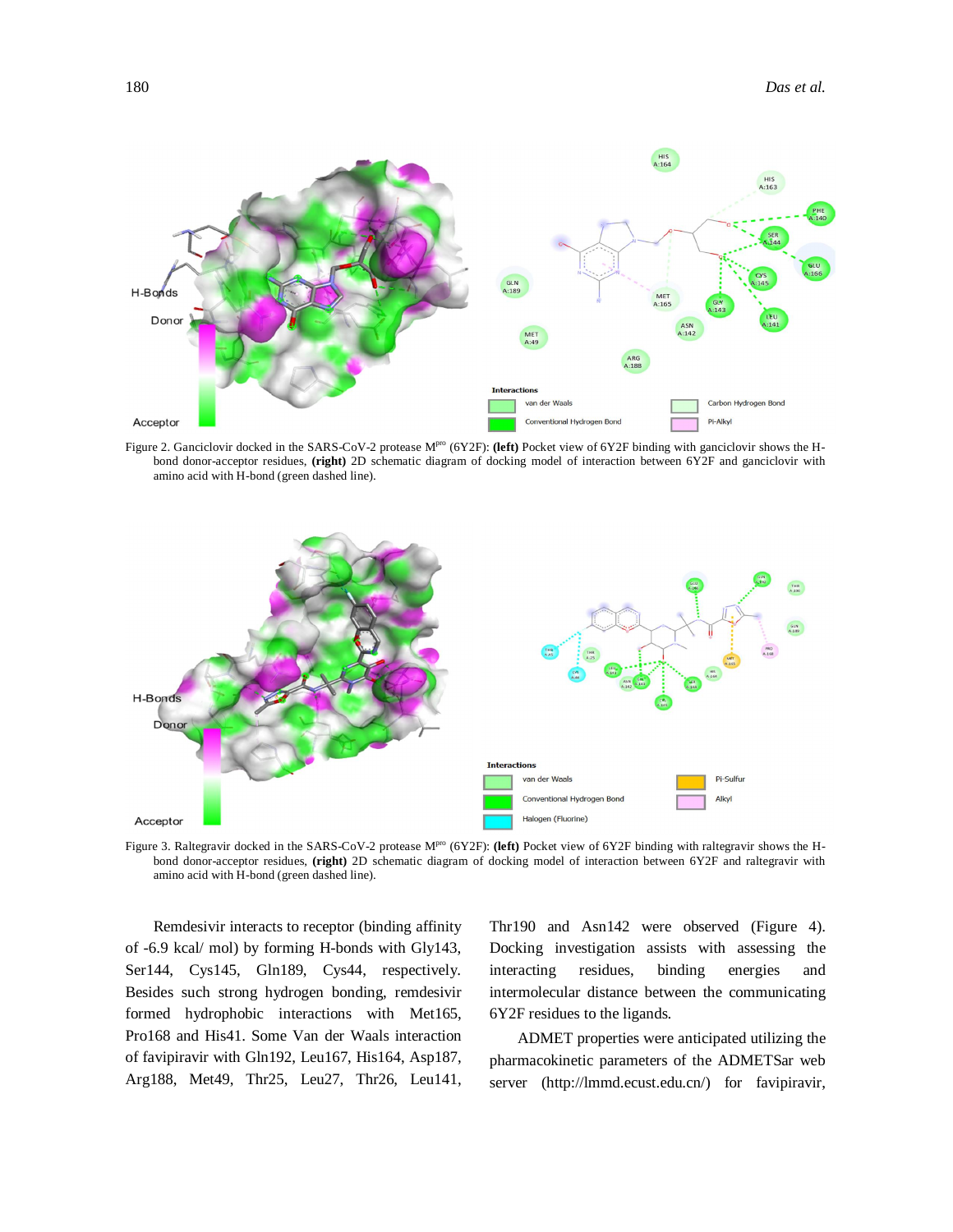Figure 2. Ganciclovir docked in the SARS-CoV-2 protease M$^{pro}$ (6Y2F): **(left)** Pocket view of 6Y2F binding with ganciclovir shows the H-bond donor-acceptor residues, **(right)** 2D schematic diagram of docking model of interaction between 6Y2F and ganciclovir with amino acid with H-bond (green dashed line).

Figure 3. Raltegravir docked in the SARS-CoV-2 protease M$^{pro}$ (6Y2F): **(left)** Pocket view of 6Y2F binding with raltegravir shows the H-bond donor-acceptor residues, **(right)** 2D schematic diagram of docking model of interaction between 6Y2F and raltegravir with amino acid with H-bond (green dashed line).

Remdesivir interacts to receptor (binding affinity of -6.9 kcal/ mol) by forming H-bonds with Gly143, Ser144, Cys145, Gln189, Cys44, respectively. Besides such strong hydrogen bonding, remdesivir formed hydrophobic interactions with Met165, Pro168 and His41. Some Van der Waals interaction of favipiravir with Gln192, Leu167, His164, Asp187, Arg188, Met49, Thr25, Leu27, Thr26, Leu141, Thr190 and Asn142 were observed (Figure 4). Docking investigation assists with assessing the interacting residues, binding energies and intermolecular distance between the communicating 6Y2F residues to the ligands.

ADMET properties were anticipated utilizing the pharmacokinetic parameters of the ADMETSar web server (http://lmmd.ecust.edu.cn/) for favipiravir,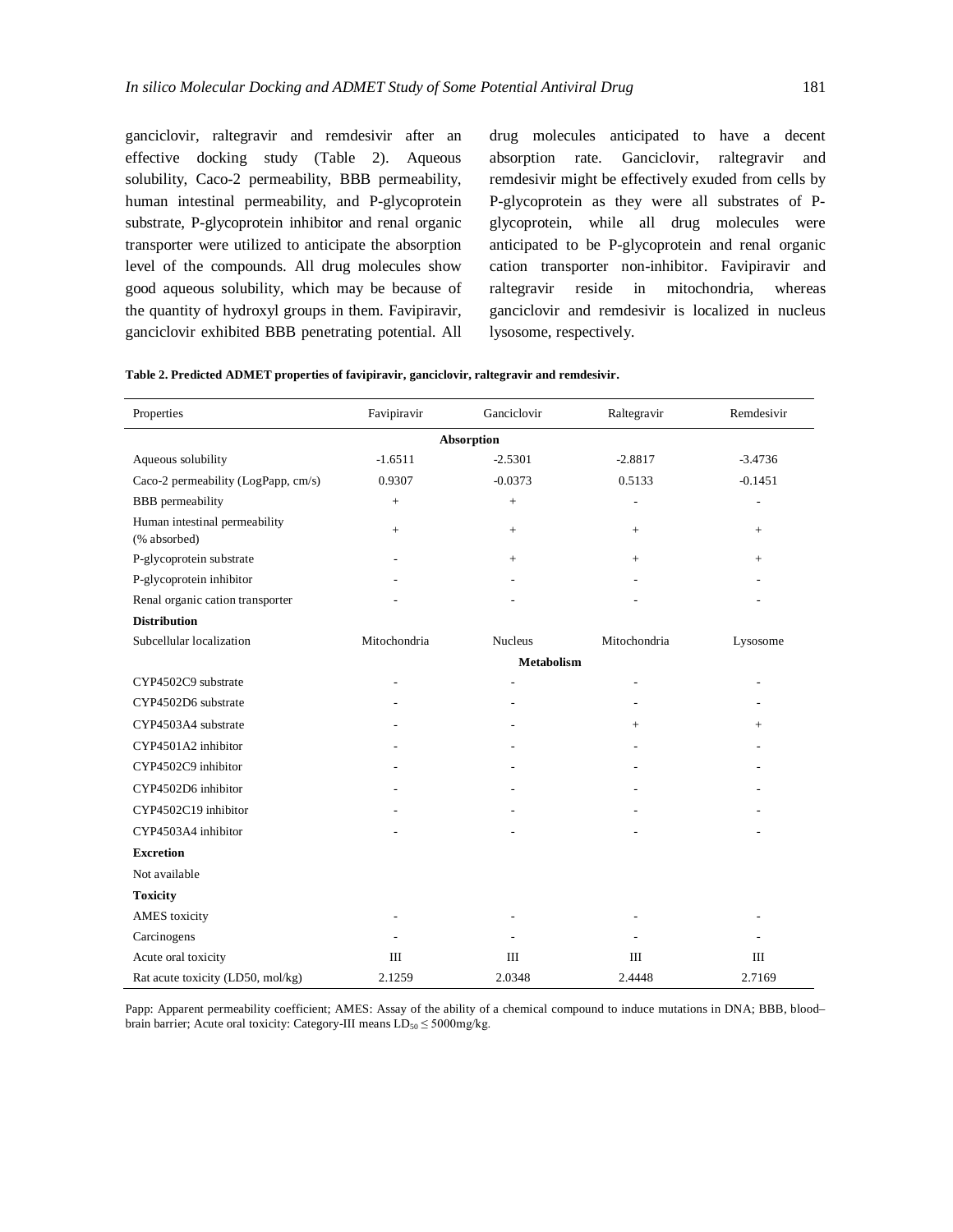ganciclovir, raltegravir and remdesivir after an effective docking study (Table 2). Aqueous solubility, Caco-2 permeability, BBB permeability, human intestinal permeability, and P-glycoprotein substrate, P-glycoprotein inhibitor and renal organic transporter were utilized to anticipate the absorption level of the compounds. All drug molecules show good aqueous solubility, which may be because of the quantity of hydroxyl groups in them. Favipiravir, ganciclovir exhibited BBB penetrating potential. All drug molecules anticipated to have a decent absorption rate. Ganciclovir, raltegravir and remdesivir might be effectively exuded from cells by P-glycoprotein as they were all substrates of P-glycoprotein, while all drug molecules were anticipated to be P-glycoprotein and renal organic cation transporter non-inhibitor. Favipiravir and raltegravir reside in mitochondria, whereas ganciclovir and remdesivir is localized in nucleus lysosome, respectively.

**Table 2. Predicted ADMET properties of favipiravir, ganciclovir, raltegravir and remdesivir.**

| Properties | Favipiravir | Ganciclovir | Raltegravir | Remdesivir |
|---|---|---|---|---|
| **Absorption** | | | | |
| Aqueous solubility | -1.6511 | -2.5301 | -2.8817 | -3.4736 |
| Caco-2 permeability (LogPapp, cm/s) | 0.9307 | -0.0373 | 0.5133 | -0.1451 |
| BBB permeability | + | + | - | - |
| Human intestinal permeability (% absorbed) | + | + | + | + |
| P-glycoprotein substrate | - | + | + | + |
| P-glycoprotein inhibitor | - | - | - | - |
| Renal organic cation transporter | - | - | - | - |
| **Distribution** | | | | |
| Subcellular localization | Mitochondria | Nucleus | Mitochondria | Lysosome |
| **Metabolism** | | | | |
| CYP4502C9 substrate | - | - | - | - |
| CYP4502D6 substrate | - | - | - | - |
| CYP4503A4 substrate | - | - | + | + |
| CYP4501A2 inhibitor | - | - | - | - |
| CYP4502C9 inhibitor | - | - | - | - |
| CYP4502D6 inhibitor | - | - | - | - |
| CYP4502C19 inhibitor | - | - | - | - |
| CYP4503A4 inhibitor | - | - | - | - |
| **Excretion** | | | | |
| Not available | | | | |
| **Toxicity** | | | | |
| AMES toxicity | - | - | - | - |
| Carcinogens | - | - | - | - |
| Acute oral toxicity | III | III | III | III |
| Rat acute toxicity (LD50, mol/kg) | 2.1259 | 2.0348 | 2.4448 | 2.7169 |

Papp: Apparent permeability coefficient; AMES: Assay of the ability of a chemical compound to induce mutations in DNA; BBB, blood–brain barrier; Acute oral toxicity: Category-III means $LD_{50} \leq 5000$mg/kg.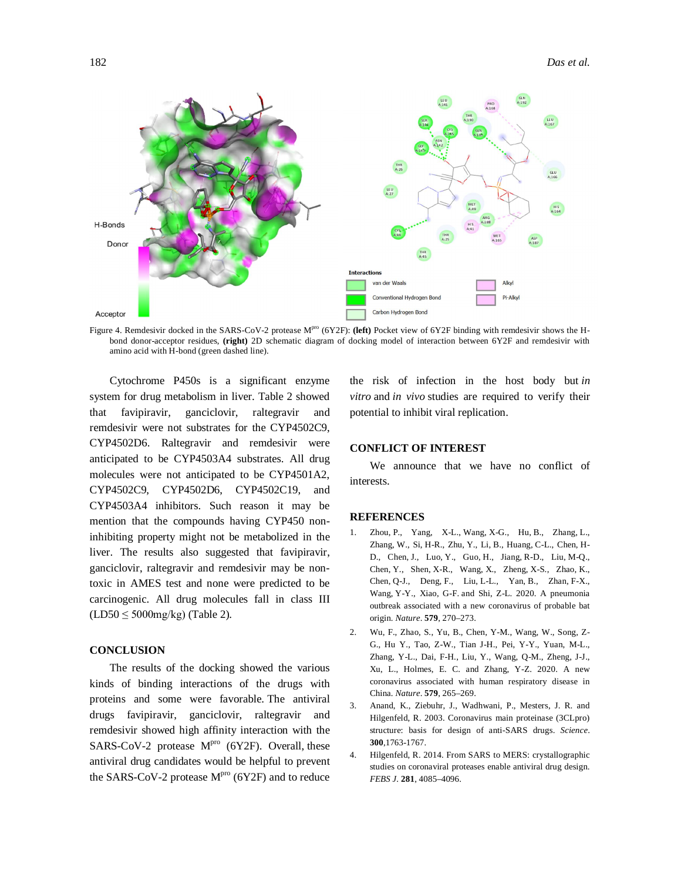Figure 4. Remdesivir docked in the SARS-CoV-2 protease $M^{pro}$ (6Y2F): **(left)** Pocket view of 6Y2F binding with remdesivir shows the H-bond donor-acceptor residues, **(right)** 2D schematic diagram of docking model of interaction between 6Y2F and remdesivir with amino acid with H-bond (green dashed line).

Cytochrome P450s is a significant enzyme system for drug metabolism in liver. Table 2 showed that favipiravir, ganciclovir, raltegravir and remdesivir were not substrates for the CYP4502C9, CYP4502D6. Raltegravir and remdesivir were anticipated to be CYP4503A4 substrates. All drug molecules were not anticipated to be CYP4501A2, CYP4502C9, CYP4502D6, CYP4502C19, and CYP4503A4 inhibitors. Such reason it may be mention that the compounds having CYP450 non-inhibiting property might not be metabolized in the liver. The results also suggested that favipiravir, ganciclovir, raltegravir and remdesivir may be non-toxic in AMES test and none were predicted to be carcinogenic. All drug molecules fall in class III (LD50 ≤ 5000mg/kg) (Table 2).

## CONCLUSION

The results of the docking showed the various kinds of binding interactions of the drugs with proteins and some were favorable. The antiviral drugs favipiravir, ganciclovir, raltegravir and remdesivir showed high affinity interaction with the SARS-CoV-2 protease $M^{pro}$ (6Y2F). Overall, these antiviral drug candidates would be helpful to prevent the SARS-CoV-2 protease $M^{pro}$ (6Y2F) and to reduce the risk of infection in the host body but *in vitro* and *in vivo* studies are required to verify their potential to inhibit viral replication.

## CONFLICT OF INTEREST

We announce that we have no conflict of interests.

## REFERENCES

1. Zhou, P., Yang, X-L., Wang, X-G., Hu, B., Zhang, L., Zhang, W., Si, H-R., Zhu, Y., Li, B., Huang, C-L., Chen, H-D., Chen, J., Luo, Y., Guo, H., Jiang, R-D., Liu, M-Q., Chen, Y., Shen, X-R., Wang, X., Zheng, X-S., Zhao, K., Chen, Q-J., Deng, F., Liu, L-L., Yan, B., Zhan, F-X., Wang, Y-Y., Xiao, G-F. and Shi, Z-L. 2020. A pneumonia outbreak associated with a new coronavirus of probable bat origin. *Nature*. **579**, 270–273.
2. Wu, F., Zhao, S., Yu, B., Chen, Y-M., Wang, W., Song, Z-G., Hu Y., Tao, Z-W., Tian J-H., Pei, Y-Y., Yuan, M-L., Zhang, Y-L., Dai, F-H., Liu, Y., Wang, Q-M., Zheng, J-J., Xu, L., Holmes, E. C. and Zhang, Y-Z. 2020. A new coronavirus associated with human respiratory disease in China. *Nature*. **579**, 265–269.
3. Anand, K., Ziebuhr, J., Wadhwani, P., Mesters, J. R. and Hilgenfeld, R. 2003. Coronavirus main proteinase (3CLpro) structure: basis for design of anti-SARS drugs. *Science*. **300**,1763-1767.
4. Hilgenfeld, R. 2014. From SARS to MERS: crystallographic studies on coronaviral proteases enable antiviral drug design. *FEBS J*. **281**, 4085–4096.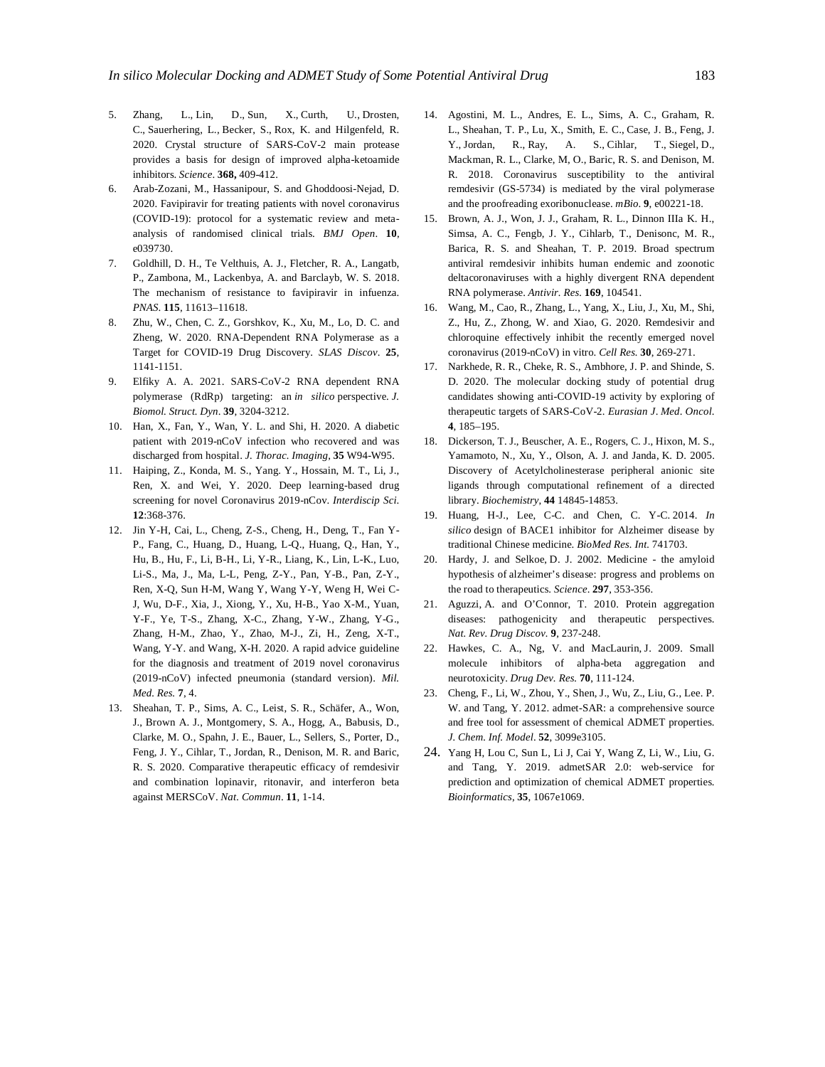5. Zhang, L., Lin, D., Sun, X., Curth, U., Drosten, C., Sauerhering, L., Becker, S., Rox, K. and Hilgenfeld, R. 2020. Crystal structure of SARS-CoV-2 main protease provides a basis for design of improved alpha-ketoamide inhibitors. *Science*. **368,** 409-412.
6. Arab-Zozani, M., Hassanipour, S. and Ghoddoosi-Nejad, D. 2020. Favipiravir for treating patients with novel coronavirus (COVID-19): protocol for a systematic review and meta-analysis of randomised clinical trials. *BMJ Open*. **10**, e039730.
7. Goldhill, D. H., Te Velthuis, A. J., Fletcher, R. A., Langatb, P., Zambona, M., Lackenbya, A. and Barclayb, W. S. 2018. The mechanism of resistance to favipiravir in infuenza. *PNAS*. **115**, 11613–11618.
8. Zhu, W., Chen, C. Z., Gorshkov, K., Xu, M., Lo, D. C. and Zheng, W. 2020. RNA-Dependent RNA Polymerase as a Target for COVID-19 Drug Discovery. *SLAS Discov*. **25**, 1141-1151.
9. Elfiky A. A. 2021. SARS-CoV-2 RNA dependent RNA polymerase (RdRp) targeting: an *in silico* perspective. *J. Biomol. Struct. Dyn*. **39**, 3204-3212.
10. Han, X., Fan, Y., Wan, Y. L. and Shi, H. 2020. A diabetic patient with 2019-nCoV infection who recovered and was discharged from hospital. *J. Thorac. Imaging*, **35** W94-W95.
11. Haiping, Z., Konda, M. S., Yang. Y., Hossain, M. T., Li, J., Ren, X. and Wei, Y. 2020. Deep learning-based drug screening for novel Coronavirus 2019-nCov. *Interdiscip Sci.* **12**:368-376.
12. Jin Y-H, Cai, L., Cheng, Z-S., Cheng, H., Deng, T., Fan Y-P., Fang, C., Huang, D., Huang, L-Q., Huang, Q., Han, Y., Hu, B., Hu, F., Li, B-H., Li, Y-R., Liang, K., Lin, L-K., Luo, Li-S., Ma, J., Ma, L-L, Peng, Z-Y., Pan, Y-B., Pan, Z-Y., Ren, X-Q, Sun H-M, Wang Y, Wang Y-Y, Weng H, Wei C-J, Wu, D-F., Xia, J., Xiong, Y., Xu, H-B., Yao X-M., Yuan, Y-F., Ye, T-S., Zhang, X-C., Zhang, Y-W., Zhang, Y-G., Zhang, H-M., Zhao, Y., Zhao, M-J., Zi, H., Zeng, X-T., Wang, Y-Y. and Wang, X-H. 2020. A rapid advice guideline for the diagnosis and treatment of 2019 novel coronavirus (2019-nCoV) infected pneumonia (standard version). *Mil. Med. Res.* **7**, 4.
13. Sheahan, T. P., Sims, A. C., Leist, S. R., Schäfer, A., Won, J., Brown A. J., Montgomery, S. A., Hogg, A., Babusis, D., Clarke, M. O., Spahn, J. E., Bauer, L., Sellers, S., Porter, D., Feng, J. Y., Cihlar, T., Jordan, R., Denison, M. R. and Baric, R. S. 2020. Comparative therapeutic efficacy of remdesivir and combination lopinavir, ritonavir, and interferon beta against MERSCoV. *Nat. Commun*. **11**, 1-14.
14. Agostini, M. L., Andres, E. L., Sims, A. C., Graham, R. L., Sheahan, T. P., Lu, X., Smith, E. C., Case, J. B., Feng, J. Y., Jordan, R., Ray, A. S., Cihlar, T., Siegel, D., Mackman, R. L., Clarke, M, O., Baric, R. S. and Denison, M. R. 2018. Coronavirus susceptibility to the antiviral remdesivir (GS-5734) is mediated by the viral polymerase and the proofreading exoribonuclease. *mBio*. **9**, e00221-18.
15. Brown, A. J., Won, J. J., Graham, R. L., Dinnon IIIa K. H., Simsa, A. C., Fengb, J. Y., Cihlarb, T., Denisonc, M. R., Barica, R. S. and Sheahan, T. P. 2019. Broad spectrum antiviral remdesivir inhibits human endemic and zoonotic deltacoronaviruses with a highly divergent RNA dependent RNA polymerase. *Antivir. Res.* **169**, 104541.
16. Wang, M., Cao, R., Zhang, L., Yang, X., Liu, J., Xu, M., Shi, Z., Hu, Z., Zhong, W. and Xiao, G. 2020. Remdesivir and chloroquine effectively inhibit the recently emerged novel coronavirus (2019-nCoV) in vitro. *Cell Res.* **30**, 269-271.
17. Narkhede, R. R., Cheke, R. S., Ambhore, J. P. and Shinde, S. D. 2020. The molecular docking study of potential drug candidates showing anti-COVID-19 activity by exploring of therapeutic targets of SARS-CoV-2. *Eurasian J. Med. Oncol.* **4**, 185–195.
18. Dickerson, T. J., Beuscher, A. E., Rogers, C. J., Hixon, M. S., Yamamoto, N., Xu, Y., Olson, A. J. and Janda, K. D. 2005. Discovery of Acetylcholinesterase peripheral anionic site ligands through computational refinement of a directed library. *Biochemistry*, **44** 14845-14853.
19. Huang, H-J., Lee, C-C. and Chen, C. Y-C. 2014. *In silico* design of BACE1 inhibitor for Alzheimer disease by traditional Chinese medicine. *BioMed Res. Int.* 741703.
20. Hardy, J. and Selkoe, D. J. 2002. Medicine - the amyloid hypothesis of alzheimer's disease: progress and problems on the road to therapeutics. *Science*. **297**, 353-356.
21. Aguzzi, A. and O'Connor, T. 2010. Protein aggregation diseases: pathogenicity and therapeutic perspectives. *Nat. Rev. Drug Discov.* **9**, 237-248.
22. Hawkes, C. A., Ng, V. and MacLaurin, J. 2009. Small molecule inhibitors of alpha-beta aggregation and neurotoxicity. *Drug Dev. Res.* **70**, 111-124.
23. Cheng, F., Li, W., Zhou, Y., Shen, J., Wu, Z., Liu, G., Lee. P. W. and Tang, Y. 2012. admet-SAR: a comprehensive source and free tool for assessment of chemical ADMET properties. *J. Chem. Inf. Model*. **52**, 3099e3105.
24. Yang H, Lou C, Sun L, Li J, Cai Y, Wang Z, Li, W., Liu, G. and Tang, Y. 2019. admetSAR 2.0: web-service for prediction and optimization of chemical ADMET properties. *Bioinformatics*, **35**, 1067e1069.